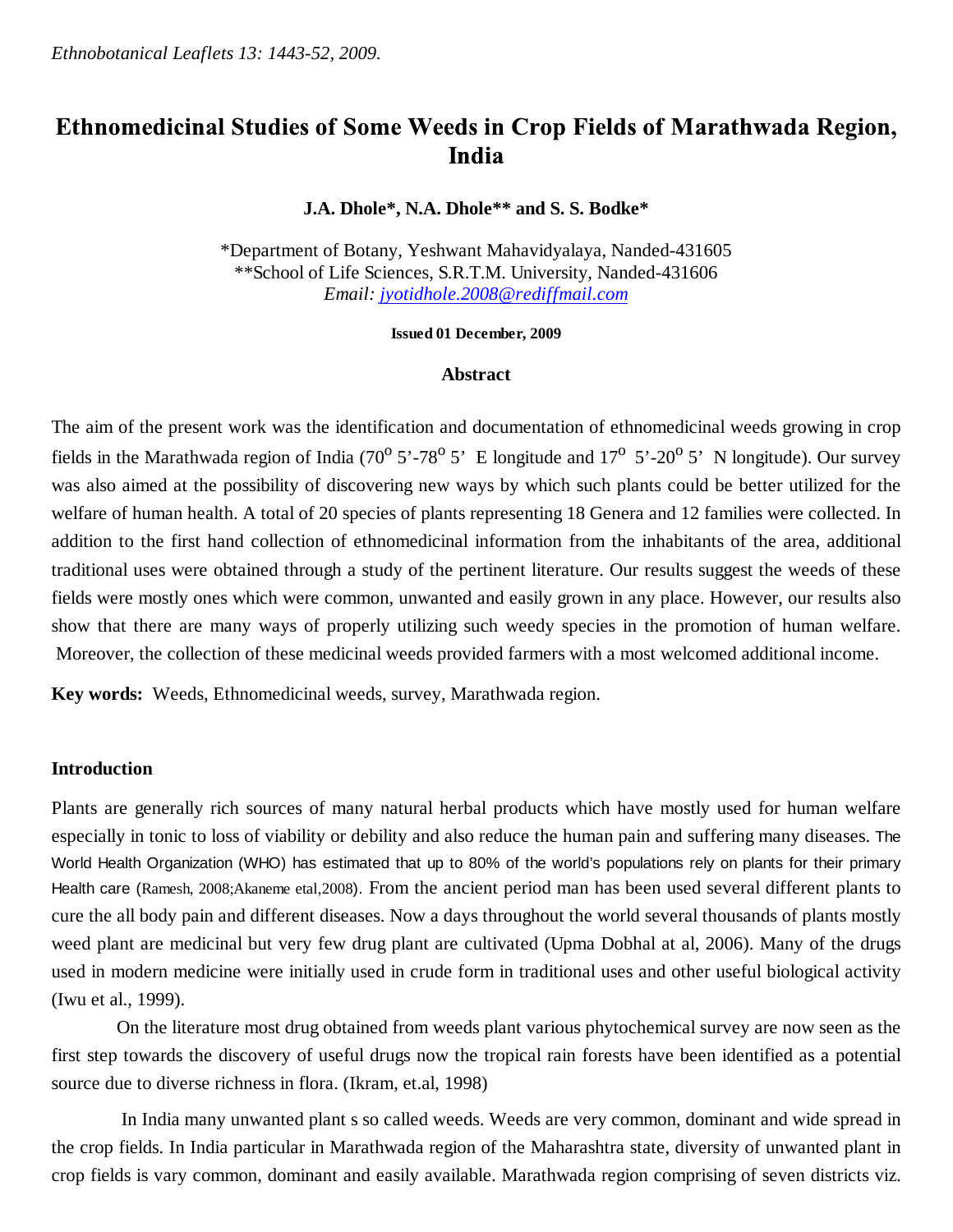# Ethnomedicinal Studies of Some Weeds in Crop Fields of Marathwada Region, India

**J.A. Dhole\*, N.A. Dhole\*\* and S. S. Bodke\***

\*Department of Botany, Yeshwant Mahavidyalaya, Nanded-431605
\*\*School of Life Sciences, S.R.T.M. University, Nanded-431606
*Email: jyotidhole.2008@rediffmail.com*

**Issued 01 December, 2009**

## Abstract

The aim of the present work was the identification and documentation of ethnomedicinal weeds growing in crop fields in the Marathwada region of India ($70^{o}$ 5'-$78^{o}$ 5' E longitude and $17^{o}$ 5'-$20^{o}$ 5' N longitude). Our survey was also aimed at the possibility of discovering new ways by which such plants could be better utilized for the welfare of human health. A total of 20 species of plants representing 18 Genera and 12 families were collected. In addition to the first hand collection of ethnomedicinal information from the inhabitants of the area, additional traditional uses were obtained through a study of the pertinent literature. Our results suggest the weeds of these fields were mostly ones which were common, unwanted and easily grown in any place. However, our results also show that there are many ways of properly utilizing such weedy species in the promotion of human welfare. Moreover, the collection of these medicinal weeds provided farmers with a most welcomed additional income.

**Key words:** Weeds, Ethnomedicinal weeds, survey, Marathwada region.

## Introduction

Plants are generally rich sources of many natural herbal products which have mostly used for human welfare especially in tonic to loss of viability or debility and also reduce the human pain and suffering many diseases. The World Health Organization (WHO) has estimated that up to 80% of the world's populations rely on plants for their primary Health care (Ramesh, 2008;Akaneme etal,2008). From the ancient period man has been used several different plants to cure the all body pain and different diseases. Now a days throughout the world several thousands of plants mostly weed plant are medicinal but very few drug plant are cultivated (Upma Dobhal at al, 2006). Many of the drugs used in modern medicine were initially used in crude form in traditional uses and other useful biological activity (Iwu et al., 1999).

On the literature most drug obtained from weeds plant various phytochemical survey are now seen as the first step towards the discovery of useful drugs now the tropical rain forests have been identified as a potential source due to diverse richness in flora. (Ikram, et.al, 1998)

In India many unwanted plant s so called weeds. Weeds are very common, dominant and wide spread in the crop fields. In India particular in Marathwada region of the Maharashtra state, diversity of unwanted plant in crop fields is vary common, dominant and easily available. Marathwada region comprising of seven districts viz.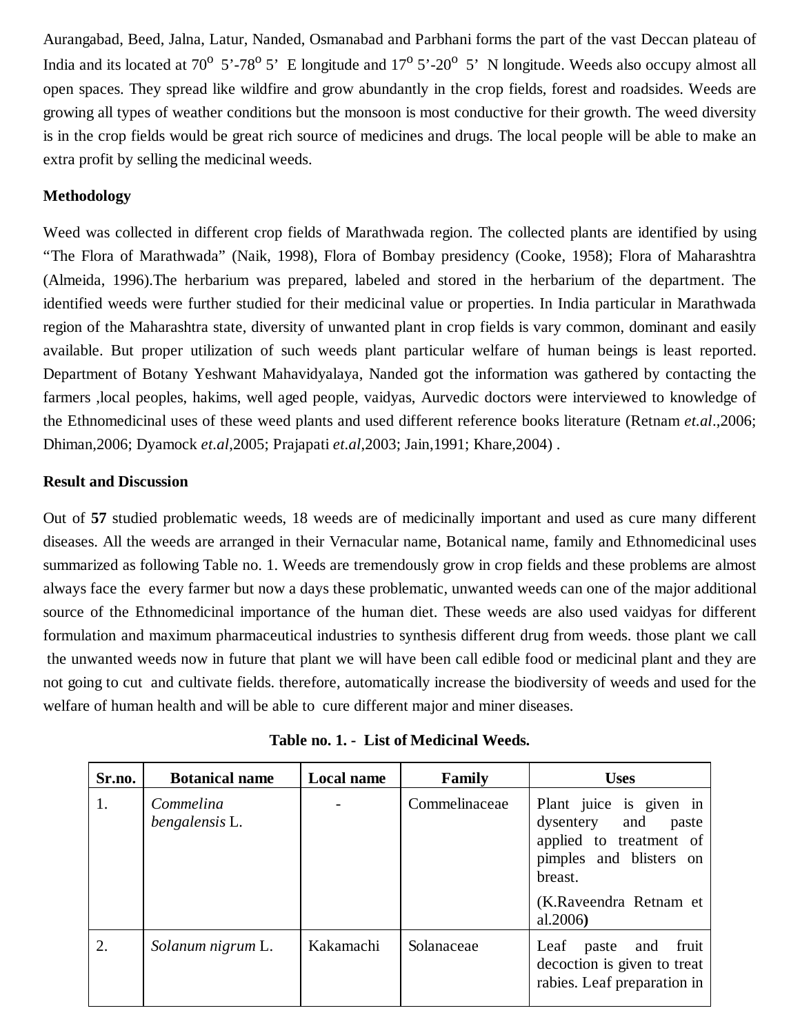Aurangabad, Beed, Jalna, Latur, Nanded, Osmanabad and Parbhani forms the part of the vast Deccan plateau of India and its located at $70^{o}$ 5'-$78^{o}$ 5' E longitude and $17^{o}$ 5'-$20^{o}$ 5' N longitude. Weeds also occupy almost all open spaces. They spread like wildfire and grow abundantly in the crop fields, forest and roadsides. Weeds are growing all types of weather conditions but the monsoon is most conductive for their growth. The weed diversity is in the crop fields would be great rich source of medicines and drugs. The local people will be able to make an extra profit by selling the medicinal weeds.

**Methodology**

Weed was collected in different crop fields of Marathwada region. The collected plants are identified by using "The Flora of Marathwada" (Naik, 1998), Flora of Bombay presidency (Cooke, 1958); Flora of Maharashtra (Almeida, 1996).The herbarium was prepared, labeled and stored in the herbarium of the department. The identified weeds were further studied for their medicinal value or properties. In India particular in Marathwada region of the Maharashtra state, diversity of unwanted plant in crop fields is vary common, dominant and easily available. But proper utilization of such weeds plant particular welfare of human beings is least reported. Department of Botany Yeshwant Mahavidyalaya, Nanded got the information was gathered by contacting the farmers ,local peoples, hakims, well aged people, vaidyas, Aurvedic doctors were interviewed to knowledge of the Ethnomedicinal uses of these weed plants and used different reference books literature (Retnam *et.al*.,2006; Dhiman,2006; Dyamock *et.al*,2005; Prajapati *et.al*,2003; Jain,1991; Khare,2004) .

**Result and Discussion**

Out of **57** studied problematic weeds, 18 weeds are of medicinally important and used as cure many different diseases. All the weeds are arranged in their Vernacular name, Botanical name, family and Ethnomedicinal uses summarized as following Table no. 1. Weeds are tremendously grow in crop fields and these problems are almost always face the every farmer but now a days these problematic, unwanted weeds can one of the major additional source of the Ethnomedicinal importance of the human diet. These weeds are also used vaidyas for different formulation and maximum pharmaceutical industries to synthesis different drug from weeds. those plant we call the unwanted weeds now in future that plant we will have been call edible food or medicinal plant and they are not going to cut and cultivate fields. therefore, automatically increase the biodiversity of weeds and used for the welfare of human health and will be able to cure different major and miner diseases.

**Table no. 1. - List of Medicinal Weeds.**

| Sr.no. | Botanical name | Local name | Family | Uses |
|---|---|---|---|---|
| 1. | *Commelina bengalensis* L. | - | Commelinaceae | Plant juice is given in dysentery and paste applied to treatment of pimples and blisters on breast. (K.Raveendra Retnam et al.2006**)** |
| 2. | *Solanum nigrum* L. | Kakamachi | Solanaceae | Leaf paste and fruit decoction is given to treat rabies. Leaf preparation in |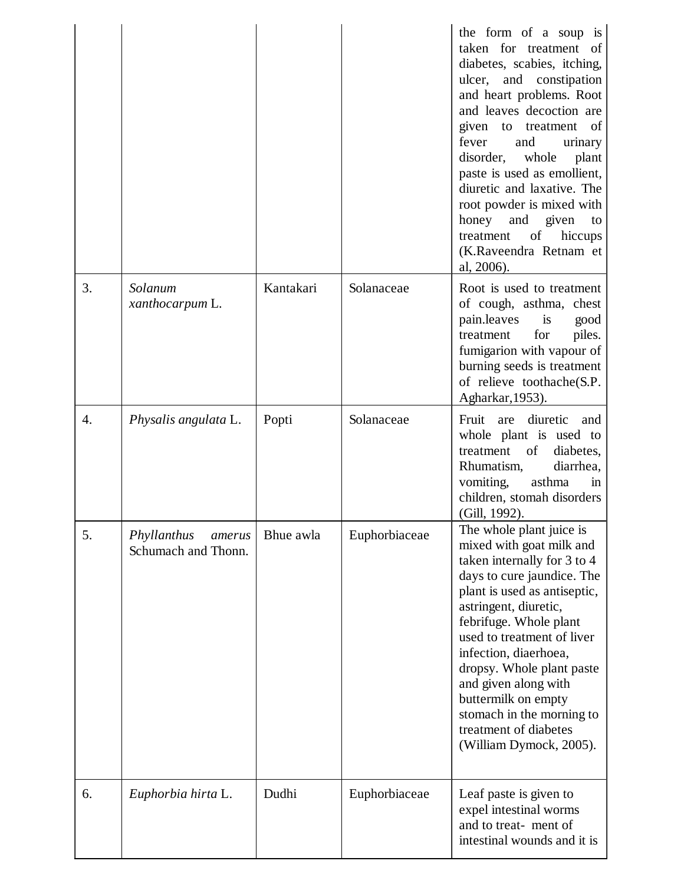| | | | | the form of a soup is taken for treatment of diabetes, scabies, itching, ulcer, and constipation and heart problems. Root and leaves decoction are given to treatment of fever and urinary disorder, whole plant paste is used as emollient, diuretic and laxative. The root powder is mixed with honey and given to treatment of hiccups (K.Raveendra Retnam et al, 2006). |
|---|---|---|---|---|
| 3. | *Solanum xanthocarpum* L. | Kantakari | Solanaceae | Root is used to treatment of cough, asthma, chest pain.leaves is good treatment for piles. fumigarion with vapour of burning seeds is treatment of relieve toothache(S.P. Agharkar,1953). |
| 4. | *Physalis angulata* L. | Popti | Solanaceae | Fruit are diuretic and whole plant is used to treatment of diabetes, Rhumatism, diarrhea, vomiting, asthma in children, stomah disorders (Gill, 1992). |
| 5. | *Phyllanthus amerus* Schumach and Thonn. | Bhue awla | Euphorbiaceae | The whole plant juice is mixed with goat milk and taken internally for 3 to 4 days to cure jaundice. The plant is used as antiseptic, astringent, diuretic, febrifuge. Whole plant used to treatment of liver infection, diaerhoea, dropsy. Whole plant paste and given along with buttermilk on empty stomach in the morning to treatment of diabetes (William Dymock, 2005). |
| 6. | *Euphorbia hirta* L. | Dudhi | Euphorbiaceae | Leaf paste is given to expel intestinal worms and to treat- ment of intestinal wounds and it is |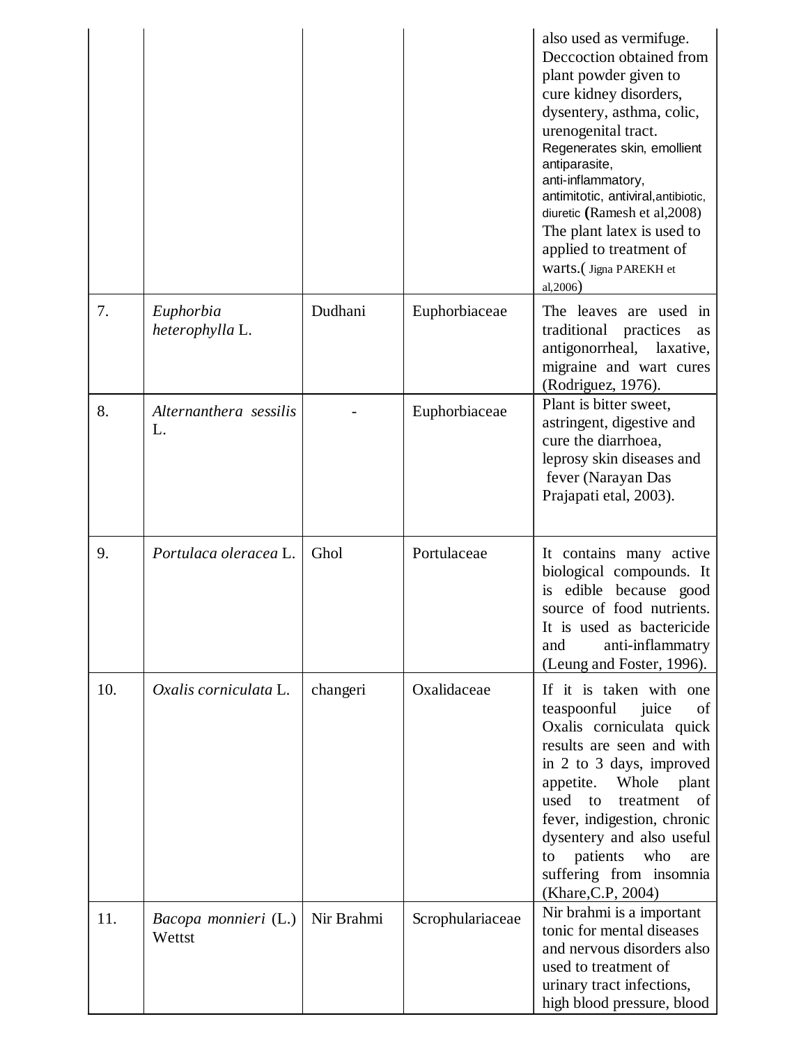| | | | | also used as vermifuge. Deccoction obtained from plant powder given to cure kidney disorders, dysentery, asthma, colic, urenogenital tract. Regenerates skin, emollient antiparasite, anti-inflammatory, antimitotic, antiviral,antibiotic, diuretic (Ramesh et al,2008) The plant latex is used to applied to treatment of warts.( Jigna PAREKH et al,2006) |
|---|---|---|---|---|
| 7. | *Euphorbia heterophylla* L. | Dudhani | Euphorbiaceae | The leaves are used in traditional practices as antigonorrheal, laxative, migraine and wart cures (Rodriguez, 1976). |
| 8. | *Alternanthera sessilis* L. | - | Euphorbiaceae | Plant is bitter sweet, astringent, digestive and cure the diarrhoea, leprosy skin diseases and fever (Narayan Das Prajapati etal, 2003). |
| 9. | *Portulaca oleracea* L. | Ghol | Portulaceae | It contains many active biological compounds. It is edible because good source of food nutrients. It is used as bactericide and anti-inflammatry (Leung and Foster, 1996). |
| 10. | *Oxalis corniculata* L. | changeri | Oxalidaceae | If it is taken with one teaspoonful juice of Oxalis corniculata quick results are seen and with in 2 to 3 days, improved appetite. Whole plant used to treatment of fever, indigestion, chronic dysentery and also useful to patients who are suffering from insomnia (Khare,C.P, 2004) |
| 11. | *Bacopa monnieri* (L.) Wettst | Nir Brahmi | Scrophulariaceae | Nir brahmi is a important tonic for mental diseases and nervous disorders also used to treatment of urinary tract infections, high blood pressure, blood |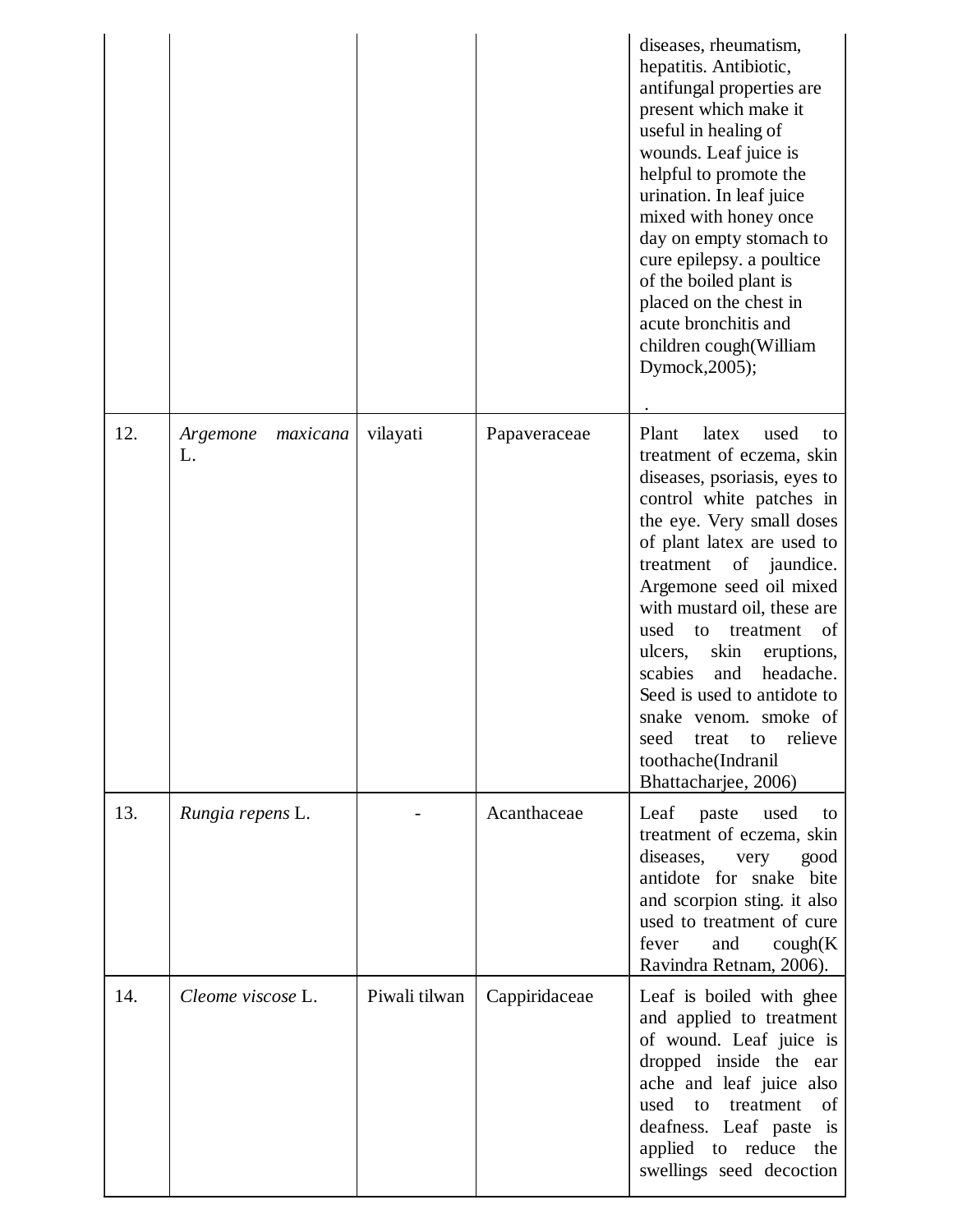| | | | | diseases, rheumatism, hepatitis. Antibiotic, antifungal properties are present which make it useful in healing of wounds. Leaf juice is helpful to promote the urination. In leaf juice mixed with honey once day on empty stomach to cure epilepsy. a poultice of the boiled plant is placed on the chest in acute bronchitis and children cough(William Dymock,2005); . |
|---|---|---|---|---|
| 12. | *Argemone maxicana* L. | vilayati | Papaveraceae | Plant latex used to treatment of eczema, skin diseases, psoriasis, eyes to control white patches in the eye. Very small doses of plant latex are used to treatment of jaundice. Argemone seed oil mixed with mustard oil, these are used to treatment of ulcers, skin eruptions, scabies and headache. Seed is used to antidote to snake venom. smoke of seed treat to relieve toothache(Indranil Bhattacharjee, 2006) |
| 13. | *Rungia repens* L. | - | Acanthaceae | Leaf paste used to treatment of eczema, skin diseases, very good antidote for snake bite and scorpion sting. it also used to treatment of cure fever and cough(K Ravindra Retnam, 2006). |
| 14. | *Cleome viscose* L. | Piwali tilwan | Cappiridaceae | Leaf is boiled with ghee and applied to treatment of wound. Leaf juice is dropped inside the ear ache and leaf juice also used to treatment of deafness. Leaf paste is applied to reduce the swellings seed decoction |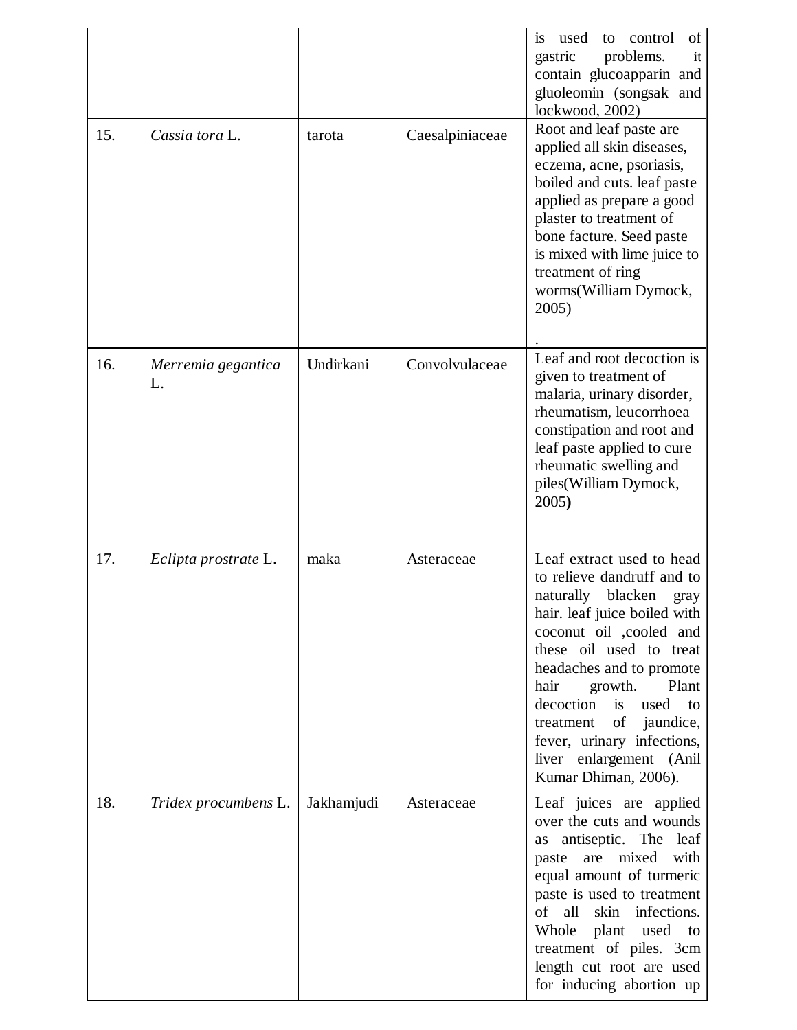| | | | | is used to control of gastric problems. it contain glucoapparin and gluoleomin (songsak and lockwood, 2002) |
|---|---|---|---|---|
| 15. | *Cassia tora* L. | tarota | Caesalpiniaceae | Root and leaf paste are applied all skin diseases, eczema, acne, psoriasis, boiled and cuts. leaf paste applied as prepare a good plaster to treatment of bone facture. Seed paste is mixed with lime juice to treatment of ring worms(William Dymock, 2005) . |
| 16. | *Merremia gegantica* L. | Undirkani | Convolvulaceae | Leaf and root decoction is given to treatment of malaria, urinary disorder, rheumatism, leucorrhoea constipation and root and leaf paste applied to cure rheumatic swelling and piles(William Dymock, 2005**)** |
| 17. | *Eclipta prostrate* L. | maka | Asteraceae | Leaf extract used to head to relieve dandruff and to naturally blacken gray hair. leaf juice boiled with coconut oil ,cooled and these oil used to treat headaches and to promote hair growth. Plant decoction is used to treatment of jaundice, fever, urinary infections, liver enlargement (Anil Kumar Dhiman, 2006). |
| 18. | *Tridex procumbens* L. | Jakhamjudi | Asteraceae | Leaf juices are applied over the cuts and wounds as antiseptic. The leaf paste are mixed with equal amount of turmeric paste is used to treatment of all skin infections. Whole plant used to treatment of piles. 3cm length cut root are used for inducing abortion up |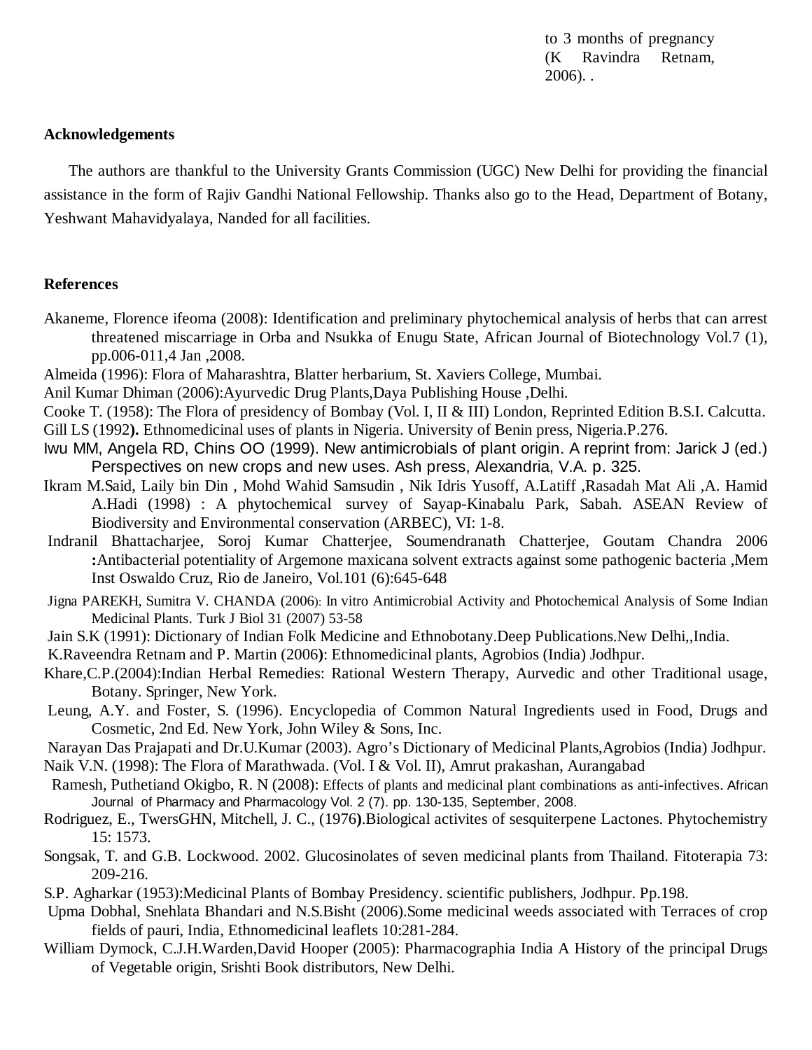to 3 months of pregnancy (K Ravindra Retnam, 2006). .

**Acknowledgements**

The authors are thankful to the University Grants Commission (UGC) New Delhi for providing the financial assistance in the form of Rajiv Gandhi National Fellowship. Thanks also go to the Head, Department of Botany, Yeshwant Mahavidyalaya, Nanded for all facilities.

**References**

Akaneme, Florence ifeoma (2008): Identification and preliminary phytochemical analysis of herbs that can arrest threatened miscarriage in Orba and Nsukka of Enugu State, African Journal of Biotechnology Vol.7 (1), pp.006-011,4 Jan ,2008.

Almeida (1996): Flora of Maharashtra, Blatter herbarium, St. Xaviers College, Mumbai.

Anil Kumar Dhiman (2006):Ayurvedic Drug Plants,Daya Publishing House ,Delhi.

Cooke T. (1958): The Flora of presidency of Bombay (Vol. I, II & III) London, Reprinted Edition B.S.I. Calcutta.

Gill LS (1992**).** Ethnomedicinal uses of plants in Nigeria. University of Benin press, Nigeria.P.276.

Iwu MM, Angela RD, Chins OO (1999). New antimicrobials of plant origin. A reprint from: Jarick J (ed.) Perspectives on new crops and new uses. Ash press, Alexandria, V.A. p. 325.

Ikram M.Said, Laily bin Din , Mohd Wahid Samsudin , Nik Idris Yusoff, A.Latiff ,Rasadah Mat Ali ,A. Hamid A.Hadi (1998) : A phytochemical survey of Sayap-Kinabalu Park, Sabah. ASEAN Review of Biodiversity and Environmental conservation (ARBEC), VI: 1-8.

Indranil Bhattacharjee, Soroj Kumar Chatterjee, Soumendranath Chatterjee, Goutam Chandra 2006 **:**Antibacterial potentiality of Argemone maxicana solvent extracts against some pathogenic bacteria ,Mem Inst Oswaldo Cruz, Rio de Janeiro, Vol.101 (6):645-648

Jigna PAREKH, Sumitra V. CHANDA (2006): In vitro Antimicrobial Activity and Photochemical Analysis of Some Indian Medicinal Plants. Turk J Biol 31 (2007) 53-58

Jain S.K (1991): Dictionary of Indian Folk Medicine and Ethnobotany.Deep Publications.New Delhi,,India.

K.Raveendra Retnam and P. Martin (2006**)**: Ethnomedicinal plants, Agrobios (India) Jodhpur.

Khare,C.P.(2004):Indian Herbal Remedies: Rational Western Therapy, Aurvedic and other Traditional usage, Botany. Springer, New York.

Leung, A.Y. and Foster, S. (1996). Encyclopedia of Common Natural Ingredients used in Food, Drugs and Cosmetic, 2nd Ed. New York, John Wiley & Sons, Inc.

Narayan Das Prajapati and Dr.U.Kumar (2003). Agro's Dictionary of Medicinal Plants,Agrobios (India) Jodhpur.

Naik V.N. (1998): The Flora of Marathwada. (Vol. I & Vol. II), Amrut prakashan, Aurangabad

Ramesh, Puthetiand Okigbo, R. N (2008): Effects of plants and medicinal plant combinations as anti-infectives. African Journal of Pharmacy and Pharmacology Vol. 2 (7). pp. 130-135, September, 2008.

Rodriguez, E., TwersGHN, Mitchell, J. C., (1976**)**.Biological activites of sesquiterpene Lactones. Phytochemistry 15: 1573.

Songsak, T. and G.B. Lockwood. 2002. Glucosinolates of seven medicinal plants from Thailand. Fitoterapia 73: 209-216.

S.P. Agharkar (1953):Medicinal Plants of Bombay Presidency. scientific publishers, Jodhpur. Pp.198.

Upma Dobhal, Snehlata Bhandari and N.S.Bisht (2006).Some medicinal weeds associated with Terraces of crop fields of pauri, India, Ethnomedicinal leaflets 10:281-284.

William Dymock, C.J.H.Warden,David Hooper (2005): Pharmacographia India A History of the principal Drugs of Vegetable origin, Srishti Book distributors, New Delhi.